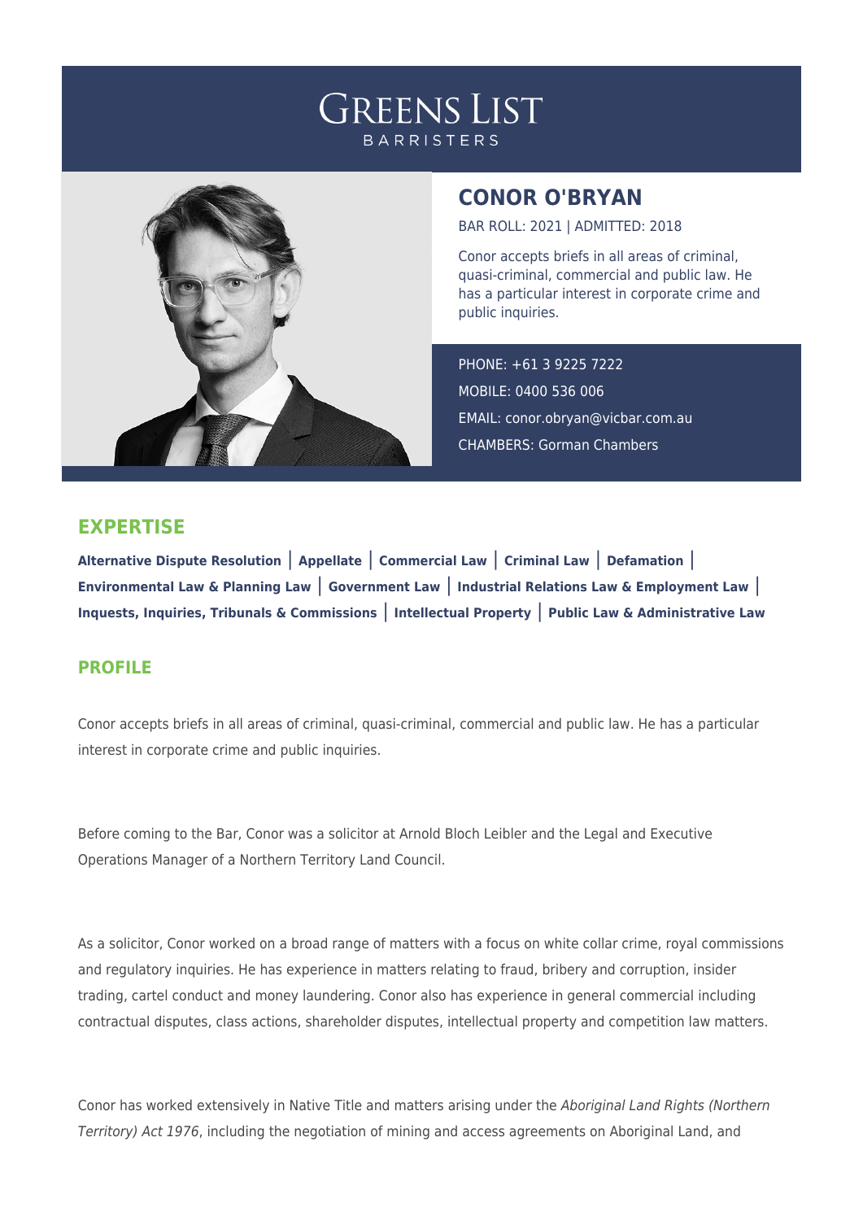# GREENS LIST BARRISTERS

## CONOR O'BRYAN

BAR ROLL: 2021 | ADMITTED: 2018

Conor accepts briefs in all areas of criminal, quasi-criminal, commercial and public law. He has a particular interest in corporate crime and public inquiries.

PHONE: +61 3 9225 7222
MOBILE: 0400 536 006
EMAIL: conor.obryan@vicbar.com.au
CHAMBERS: Gorman Chambers

## EXPERTISE

**Alternative Dispute Resolution** | **Appellate** | **Commercial Law** | **Criminal Law** | **Defamation** | **Environmental Law & Planning Law** | **Government Law** | **Industrial Relations Law & Employment Law** | **Inquests, Inquiries, Tribunals & Commissions** | **Intellectual Property** | **Public Law & Administrative Law**

## PROFILE

Conor accepts briefs in all areas of criminal, quasi-criminal, commercial and public law. He has a particular interest in corporate crime and public inquiries.

Before coming to the Bar, Conor was a solicitor at Arnold Bloch Leibler and the Legal and Executive Operations Manager of a Northern Territory Land Council.

As a solicitor, Conor worked on a broad range of matters with a focus on white collar crime, royal commissions and regulatory inquiries. He has experience in matters relating to fraud, bribery and corruption, insider trading, cartel conduct and money laundering. Conor also has experience in general commercial including contractual disputes, class actions, shareholder disputes, intellectual property and competition law matters.

Conor has worked extensively in Native Title and matters arising under the *Aboriginal Land Rights (Northern Territory) Act 1976*, including the negotiation of mining and access agreements on Aboriginal Land, and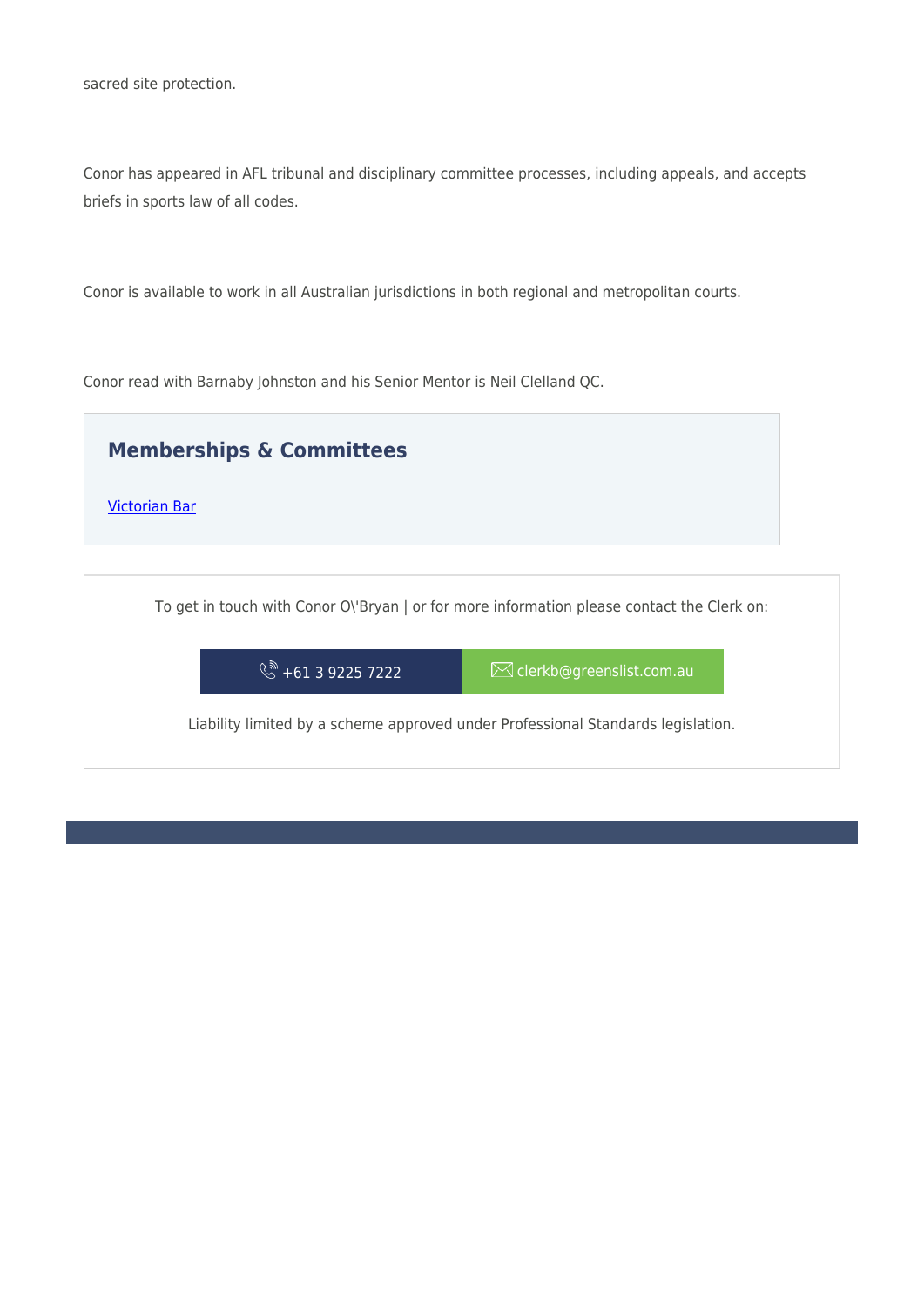sacred site protection.

Conor has appeared in AFL tribunal and disciplinary committee processes, including appeals, and accepts briefs in sports law of all codes.

Conor is available to work in all Australian jurisdictions in both regional and metropolitan courts.

Conor read with Barnaby Johnston and his Senior Mentor is Neil Clelland QC.

## Memberships & Committees

Victorian Bar

To get in touch with Conor O\'Bryan | or for more information please contact the Clerk on:

+61 3 9225 7222

clerkb@greenslist.com.au

Liability limited by a scheme approved under Professional Standards legislation.